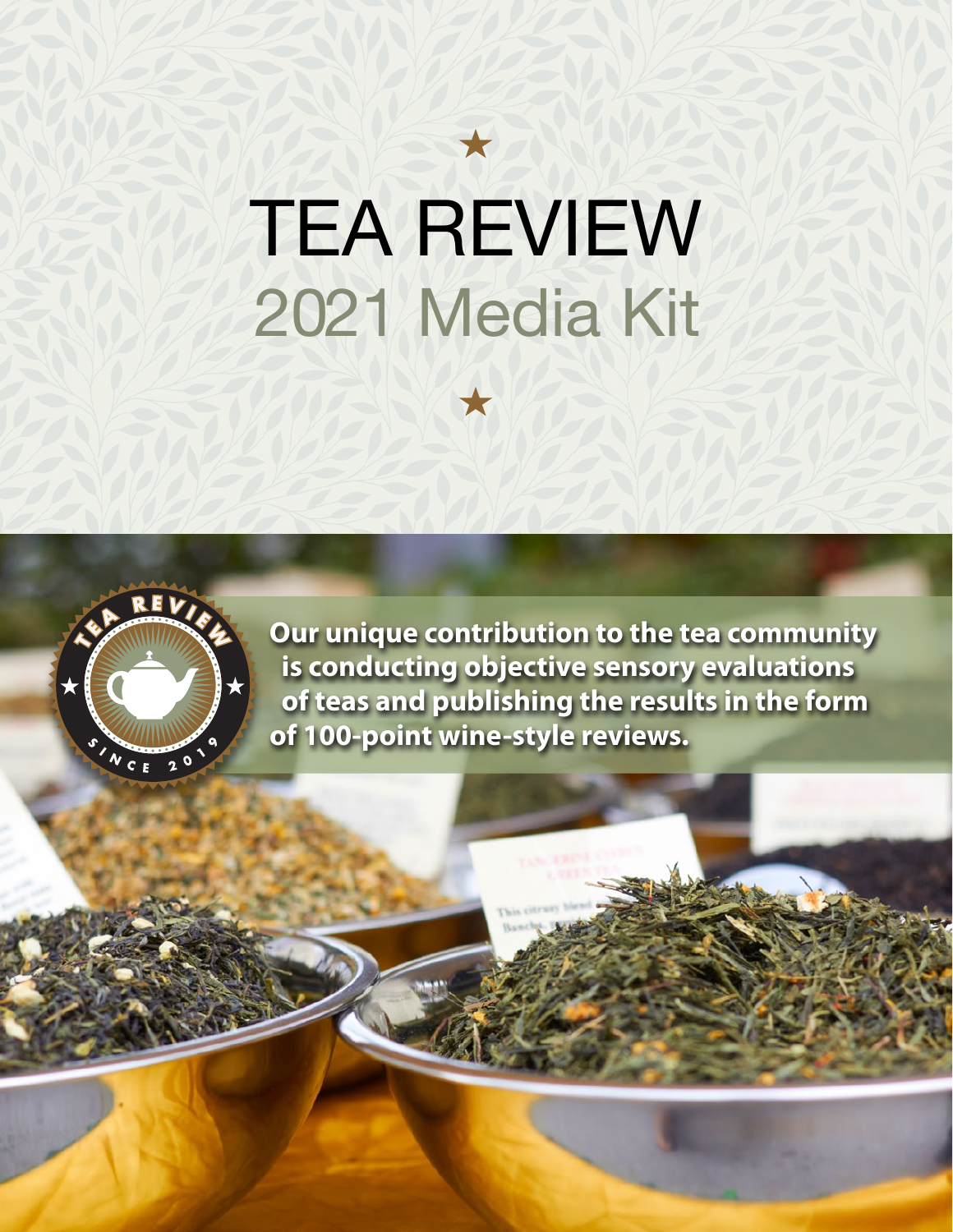# TEA REVIEW

## 2021 Media Kit

**Our unique contribution to the tea community is conducting objective sensory evaluations of teas and publishing the results in the form of 100-point wine-style reviews.**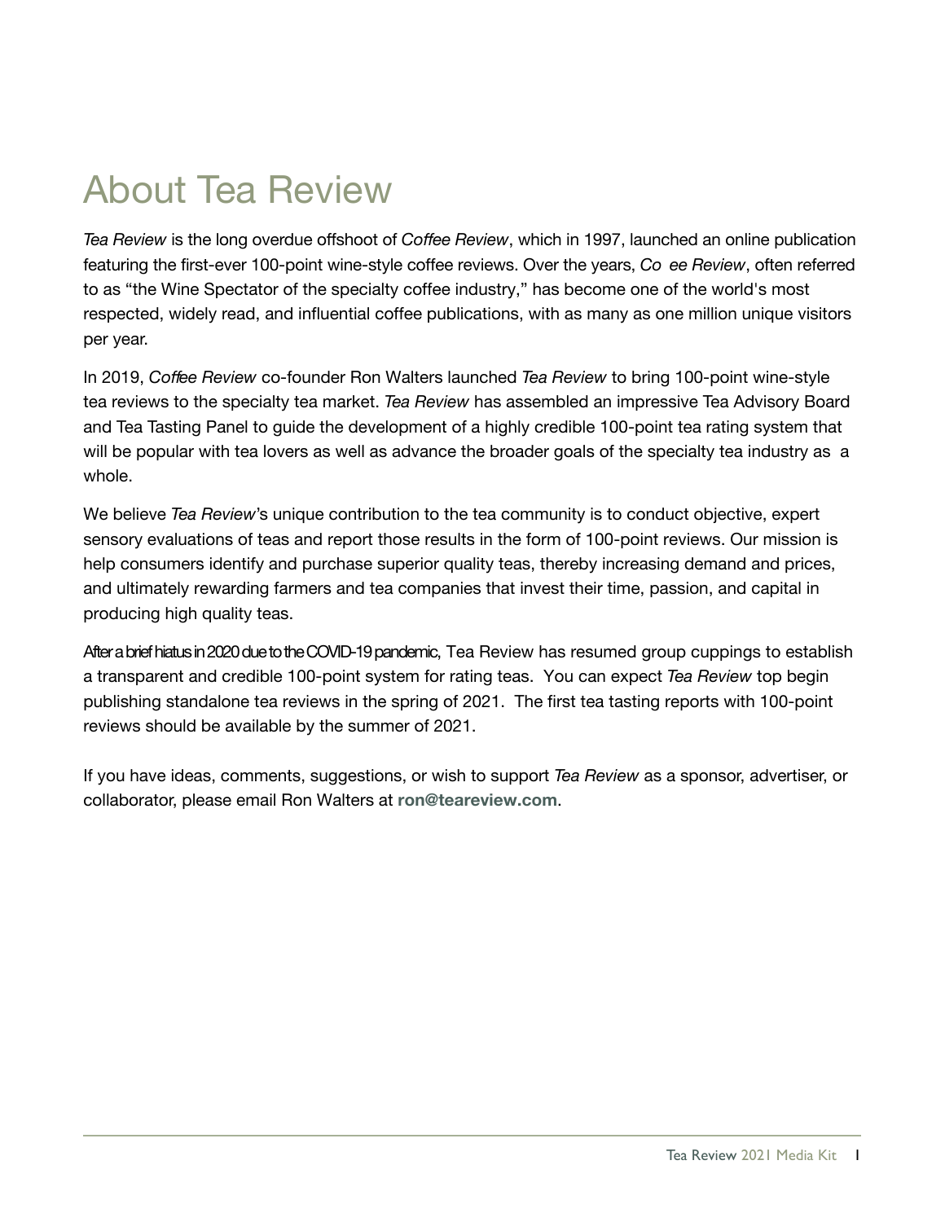# About Tea Review

*Tea Review* is the long overdue offshoot of *Coffee Review*, which in 1997, launched an online publication featuring the first-ever 100-point wine-style coffee reviews. Over the years, *Co ee Review*, often referred to as "the Wine Spectator of the specialty coffee industry," has become one of the world's most respected, widely read, and influential coffee publications, with as many as one million unique visitors per year.

In 2019, *Coffee Review* co-founder Ron Walters launched *Tea Review* to bring 100-point wine-style tea reviews to the specialty tea market. *Tea Review* has assembled an impressive Tea Advisory Board and Tea Tasting Panel to guide the development of a highly credible 100-point tea rating system that will be popular with tea lovers as well as advance the broader goals of the specialty tea industry as a whole.

We believe *Tea Review*'s unique contribution to the tea community is to conduct objective, expert sensory evaluations of teas and report those results in the form of 100-point reviews. Our mission is help consumers identify and purchase superior quality teas, thereby increasing demand and prices, and ultimately rewarding farmers and tea companies that invest their time, passion, and capital in producing high quality teas.

After a brief hiatus in 2020 due to the COVID-19 pandemic, Tea Review has resumed group cuppings to establish a transparent and credible 100-point system for rating teas. You can expect *Tea Review* top begin publishing standalone tea reviews in the spring of 2021. The first tea tasting reports with 100-point reviews should be available by the summer of 2021.

If you have ideas, comments, suggestions, or wish to support *Tea Review* as a sponsor, advertiser, or collaborator, please email Ron Walters at **ron@teareview.com**.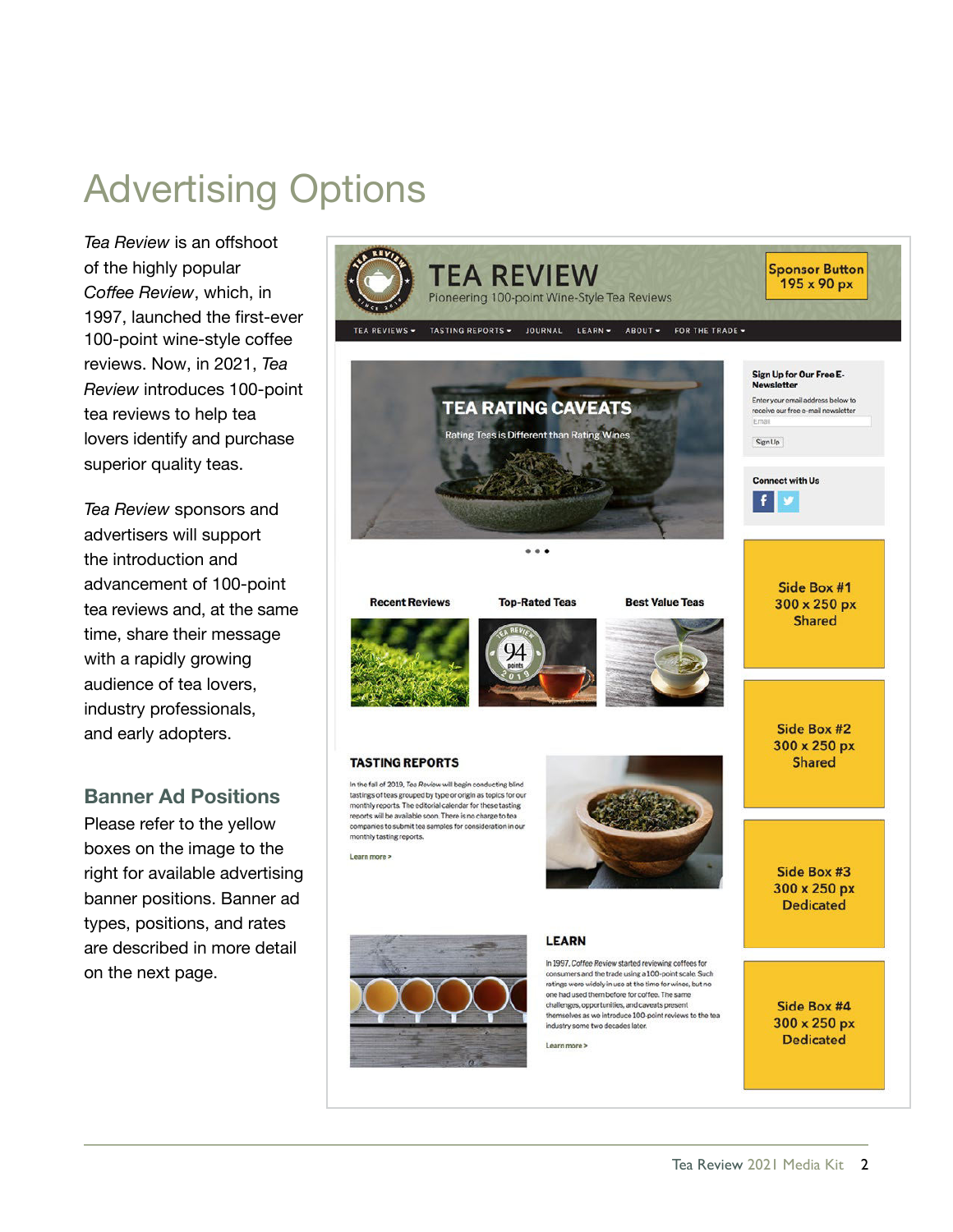# Advertising Options

*Tea Review* is an offshoot of the highly popular *Coffee Review*, which, in 1997, launched the first-ever 100-point wine-style coffee reviews. Now, in 2021, *Tea Review* introduces 100-point tea reviews to help tea lovers identify and purchase superior quality teas.

*Tea Review* sponsors and advertisers will support the introduction and advancement of 100-point tea reviews and, at the same time, share their message with a rapidly growing audience of tea lovers, industry professionals, and early adopters.

## Banner Ad Positions

Please refer to the yellow boxes on the image to the right for available advertising banner positions. Banner ad types, positions, and rates are described in more detail on the next page.

TEA REVIEW
Pioneering 100-point Wine-Style Tea Reviews

Sponsor Button
195 x 90 px

TEA REVIEWS ▾ TASTING REPORTS ▾ JOURNAL LEARN ▾ ABOUT ▾ FOR THE TRADE ▾

TEA RATING CAVEATS
Rating Teas is Different than Rating Wines

Sign Up for Our Free E-Newsletter
Enter your email address below to receive our free e-mail newsletter
Sign Up

Connect with Us

Recent Reviews | Top-Rated Teas | Best Value Teas

Side Box #1
300 x 250 px
Shared

Side Box #2
300 x 250 px
Shared

TASTING REPORTS

In the fall of 2019, *Tea Review* will begin conducting blind tastings of teas grouped by type or origin as topics for our monthly reports. The editorial calendar for these tasting reports will be available soon. There is no charge to tea companies to submit tea samples for consideration in our monthly tasting reports.

Learn more >

Side Box #3
300 x 250 px
Dedicated

LEARN

In 1997, *Coffee Review* started reviewing coffees for consumers and the trade using a 100-point scale. Such ratings were widely in use at the time for wines, but no one had used them before for coffee. The same challenges, opportunities, and caveats present themselves as we introduce 100-point reviews to the tea industry some two decades later.

Learn more >

Side Box #4
300 x 250 px
Dedicated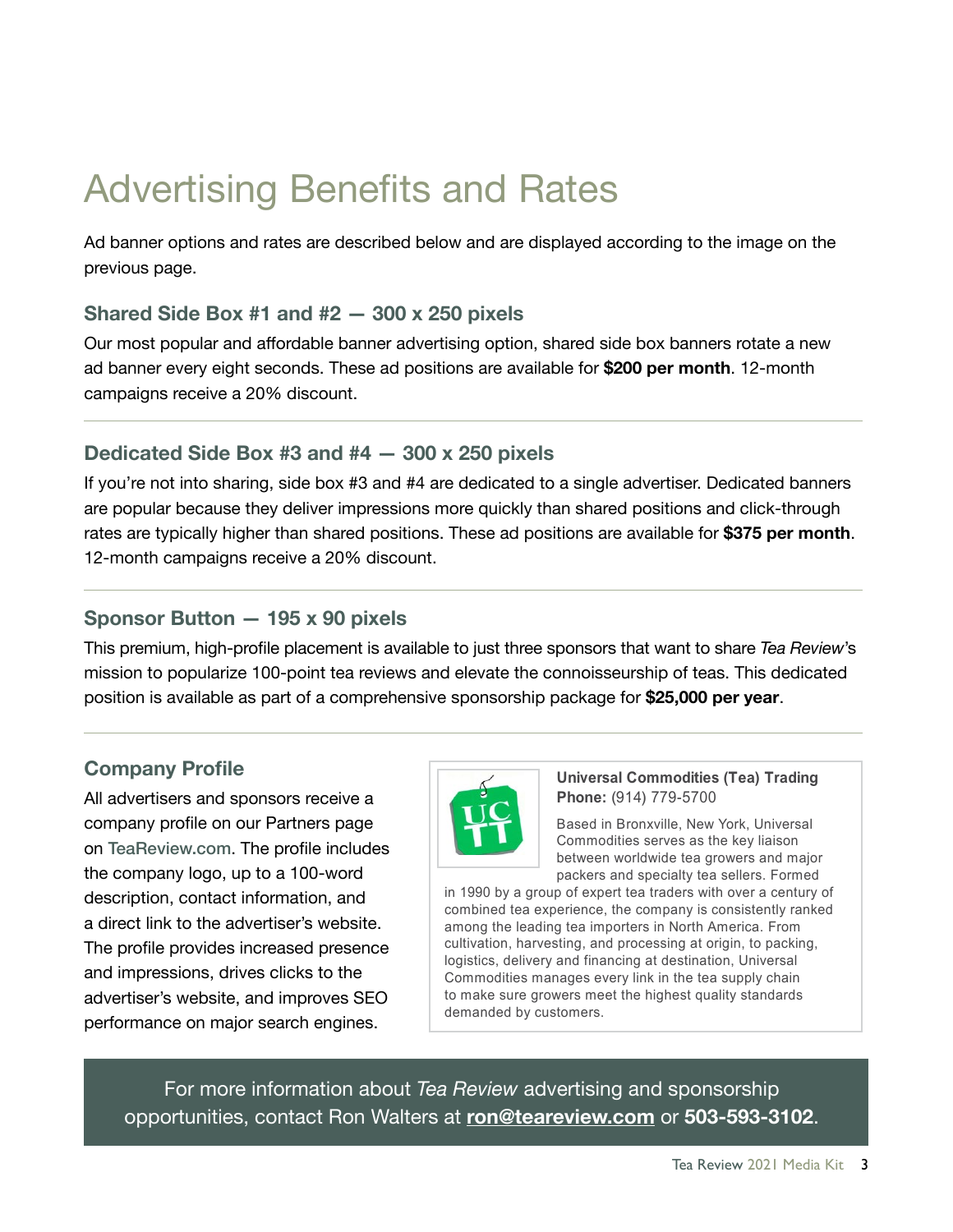# Advertising Benefits and Rates

Ad banner options and rates are described below and are displayed according to the image on the previous page.

### Shared Side Box #1 and #2 — 300 x 250 pixels

Our most popular and affordable banner advertising option, shared side box banners rotate a new ad banner every eight seconds. These ad positions are available for **$200 per month**. 12-month campaigns receive a 20% discount.

---

### Dedicated Side Box #3 and #4 — 300 x 250 pixels

If you're not into sharing, side box #3 and #4 are dedicated to a single advertiser. Dedicated banners are popular because they deliver impressions more quickly than shared positions and click-through rates are typically higher than shared positions. These ad positions are available for **$375 per month**. 12-month campaigns receive a 20% discount.

---

### Sponsor Button — 195 x 90 pixels

This premium, high-profile placement is available to just three sponsors that want to share *Tea Review*'s mission to popularize 100-point tea reviews and elevate the connoisseurship of teas. This dedicated position is available as part of a comprehensive sponsorship package for **$25,000 per year**.

---

### Company Profile

All advertisers and sponsors receive a company profile on our Partners page on TeaReview.com. The profile includes the company logo, up to a 100-word description, contact information, and a direct link to the advertiser's website. The profile provides increased presence and impressions, drives clicks to the advertiser's website, and improves SEO performance on major search engines.

**Universal Commodities (Tea) Trading**
**Phone:** (914) 779-5700

Based in Bronxville, New York, Universal Commodities serves as the key liaison between worldwide tea growers and major packers and specialty tea sellers. Formed in 1990 by a group of expert tea traders with over a century of combined tea experience, the company is consistently ranked among the leading tea importers in North America. From cultivation, harvesting, and processing at origin, to packing, logistics, delivery and financing at destination, Universal Commodities manages every link in the tea supply chain to make sure growers meet the highest quality standards demanded by customers.

For more information about *Tea Review* advertising and sponsorship opportunities, contact Ron Walters at **ron@teareview.com** or **503-593-3102**.